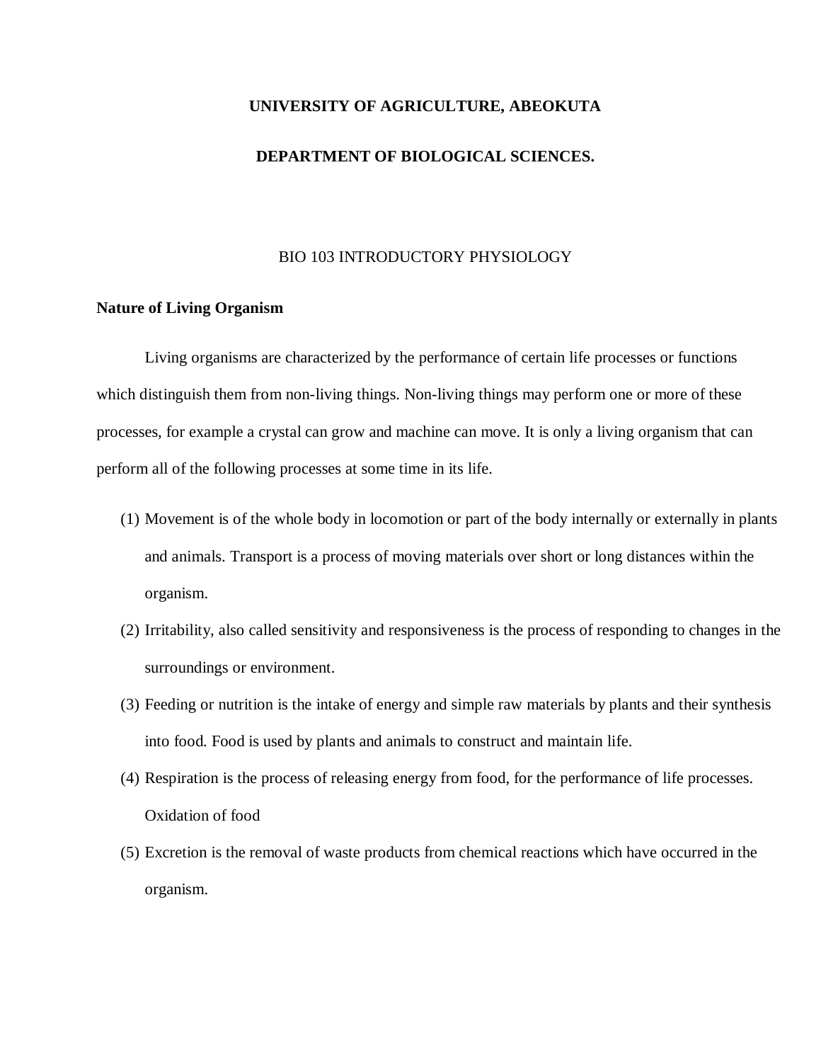**UNIVERSITY OF AGRICULTURE, ABEOKUTA**

**DEPARTMENT OF BIOLOGICAL SCIENCES.**

BIO 103 INTRODUCTORY PHYSIOLOGY

**Nature of Living Organism**

Living organisms are characterized by the performance of certain life processes or functions which distinguish them from non-living things. Non-living things may perform one or more of these processes, for example a crystal can grow and machine can move. It is only a living organism that can perform all of the following processes at some time in its life.

(1) Movement is of the whole body in locomotion or part of the body internally or externally in plants and animals. Transport is a process of moving materials over short or long distances within the organism.

(2) Irritability, also called sensitivity and responsiveness is the process of responding to changes in the surroundings or environment.

(3) Feeding or nutrition is the intake of energy and simple raw materials by plants and their synthesis into food. Food is used by plants and animals to construct and maintain life.

(4) Respiration is the process of releasing energy from food, for the performance of life processes. Oxidation of food

(5) Excretion is the removal of waste products from chemical reactions which have occurred in the organism.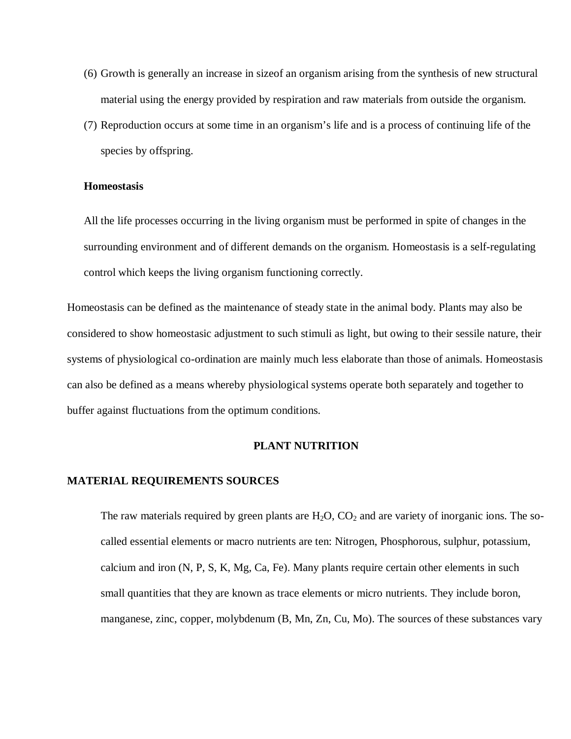(6) Growth is generally an increase in sizeof an organism arising from the synthesis of new structural material using the energy provided by respiration and raw materials from outside the organism.

(7) Reproduction occurs at some time in an organism's life and is a process of continuing life of the species by offspring.

**Homeostasis**

All the life processes occurring in the living organism must be performed in spite of changes in the surrounding environment and of different demands on the organism. Homeostasis is a self-regulating control which keeps the living organism functioning correctly.

Homeostasis can be defined as the maintenance of steady state in the animal body. Plants may also be considered to show homeostasic adjustment to such stimuli as light, but owing to their sessile nature, their systems of physiological co-ordination are mainly much less elaborate than those of animals. Homeostasis can also be defined as a means whereby physiological systems operate both separately and together to buffer against fluctuations from the optimum conditions.

## PLANT NUTRITION

### MATERIAL REQUIREMENTS SOURCES

The raw materials required by green plants are $H_2O$, $CO_2$ and are variety of inorganic ions. The so-called essential elements or macro nutrients are ten: Nitrogen, Phosphorous, sulphur, potassium, calcium and iron (N, P, S, K, Mg, Ca, Fe). Many plants require certain other elements in such small quantities that they are known as trace elements or micro nutrients. They include boron, manganese, zinc, copper, molybdenum (B, Mn, Zn, Cu, Mo). The sources of these substances vary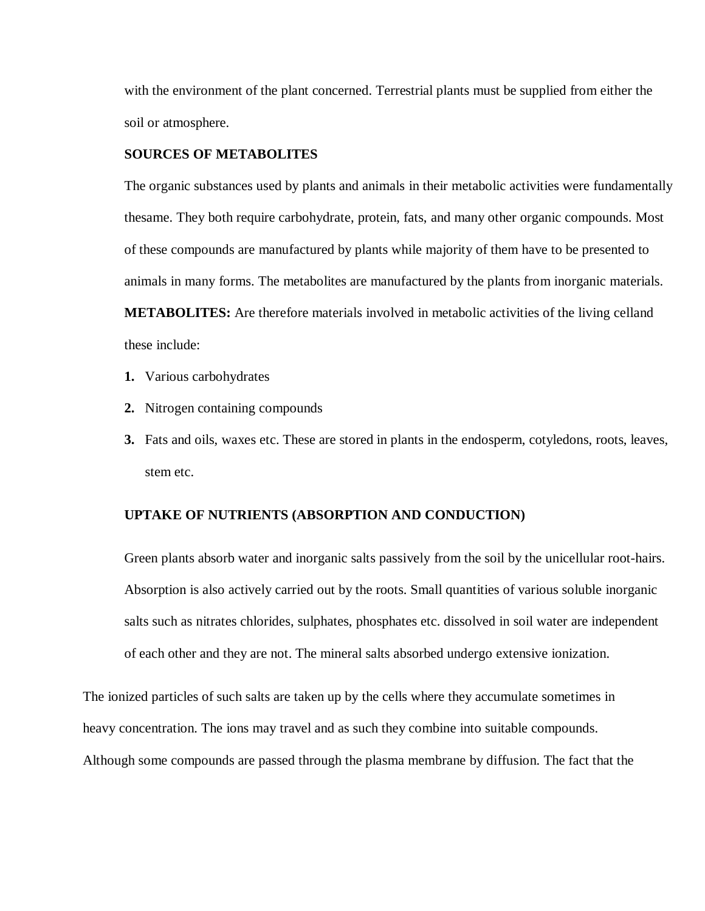with the environment of the plant concerned. Terrestrial plants must be supplied from either the soil or atmosphere.

**SOURCES OF METABOLITES**

The organic substances used by plants and animals in their metabolic activities were fundamentally thesame. They both require carbohydrate, protein, fats, and many other organic compounds. Most of these compounds are manufactured by plants while majority of them have to be presented to animals in many forms. The metabolites are manufactured by the plants from inorganic materials.

**METABOLITES:** Are therefore materials involved in metabolic activities of the living celland these include:

1. Various carbohydrates
2. Nitrogen containing compounds
3. Fats and oils, waxes etc. These are stored in plants in the endosperm, cotyledons, roots, leaves, stem etc.

**UPTAKE OF NUTRIENTS (ABSORPTION AND CONDUCTION)**

Green plants absorb water and inorganic salts passively from the soil by the unicellular root-hairs. Absorption is also actively carried out by the roots. Small quantities of various soluble inorganic salts such as nitrates chlorides, sulphates, phosphates etc. dissolved in soil water are independent of each other and they are not. The mineral salts absorbed undergo extensive ionization.

The ionized particles of such salts are taken up by the cells where they accumulate sometimes in heavy concentration. The ions may travel and as such they combine into suitable compounds. Although some compounds are passed through the plasma membrane by diffusion. The fact that the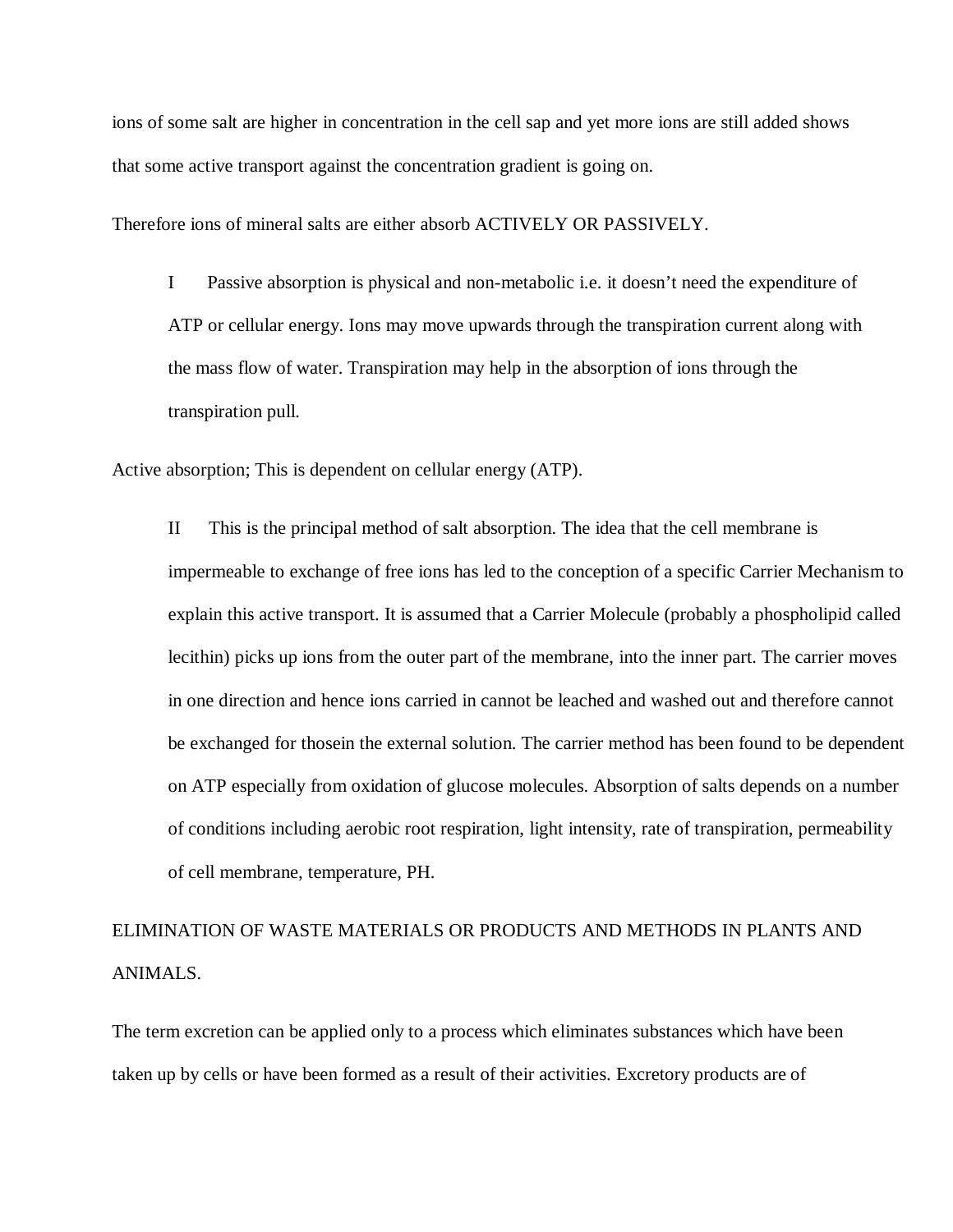ions of some salt are higher in concentration in the cell sap and yet more ions are still added shows that some active transport against the concentration gradient is going on.

Therefore ions of mineral salts are either absorb ACTIVELY OR PASSIVELY.

I Passive absorption is physical and non-metabolic i.e. it doesn't need the expenditure of ATP or cellular energy. Ions may move upwards through the transpiration current along with the mass flow of water. Transpiration may help in the absorption of ions through the transpiration pull.

Active absorption; This is dependent on cellular energy (ATP).

II This is the principal method of salt absorption. The idea that the cell membrane is impermeable to exchange of free ions has led to the conception of a specific Carrier Mechanism to explain this active transport. It is assumed that a Carrier Molecule (probably a phospholipid called lecithin) picks up ions from the outer part of the membrane, into the inner part. The carrier moves in one direction and hence ions carried in cannot be leached and washed out and therefore cannot be exchanged for thosein the external solution. The carrier method has been found to be dependent on ATP especially from oxidation of glucose molecules. Absorption of salts depends on a number of conditions including aerobic root respiration, light intensity, rate of transpiration, permeability of cell membrane, temperature, PH.

ELIMINATION OF WASTE MATERIALS OR PRODUCTS AND METHODS IN PLANTS AND ANIMALS.

The term excretion can be applied only to a process which eliminates substances which have been taken up by cells or have been formed as a result of their activities. Excretory products are of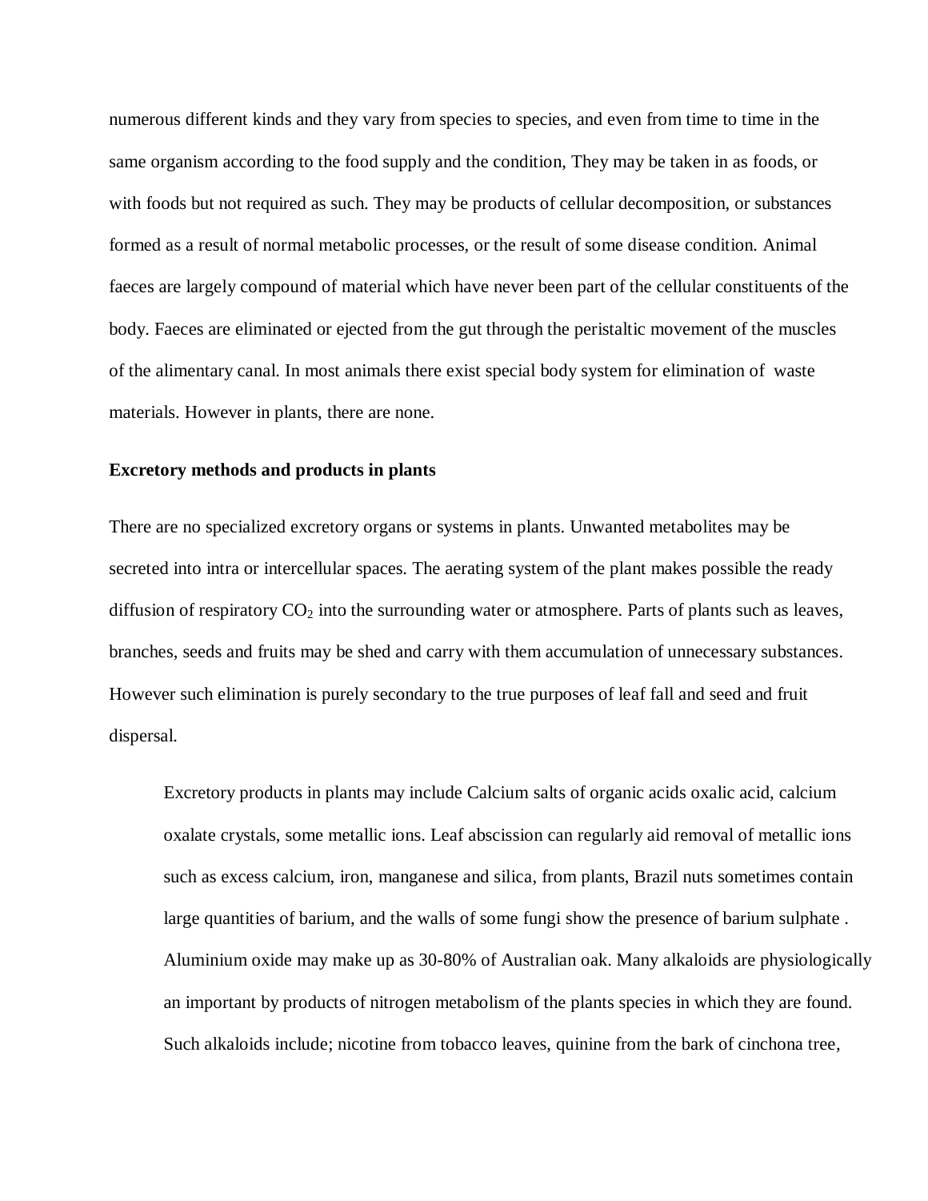numerous different kinds and they vary from species to species, and even from time to time in the same organism according to the food supply and the condition, They may be taken in as foods, or with foods but not required as such. They may be products of cellular decomposition, or substances formed as a result of normal metabolic processes, or the result of some disease condition. Animal faeces are largely compound of material which have never been part of the cellular constituents of the body. Faeces are eliminated or ejected from the gut through the peristaltic movement of the muscles of the alimentary canal. In most animals there exist special body system for elimination of waste materials. However in plants, there are none.

**Excretory methods and products in plants**

There are no specialized excretory organs or systems in plants. Unwanted metabolites may be secreted into intra or intercellular spaces. The aerating system of the plant makes possible the ready diffusion of respiratory $CO_2$ into the surrounding water or atmosphere. Parts of plants such as leaves, branches, seeds and fruits may be shed and carry with them accumulation of unnecessary substances. However such elimination is purely secondary to the true purposes of leaf fall and seed and fruit dispersal.

Excretory products in plants may include Calcium salts of organic acids oxalic acid, calcium oxalate crystals, some metallic ions. Leaf abscission can regularly aid removal of metallic ions such as excess calcium, iron, manganese and silica, from plants, Brazil nuts sometimes contain large quantities of barium, and the walls of some fungi show the presence of barium sulphate . Aluminium oxide may make up as 30-80% of Australian oak. Many alkaloids are physiologically an important by products of nitrogen metabolism of the plants species in which they are found. Such alkaloids include; nicotine from tobacco leaves, quinine from the bark of cinchona tree,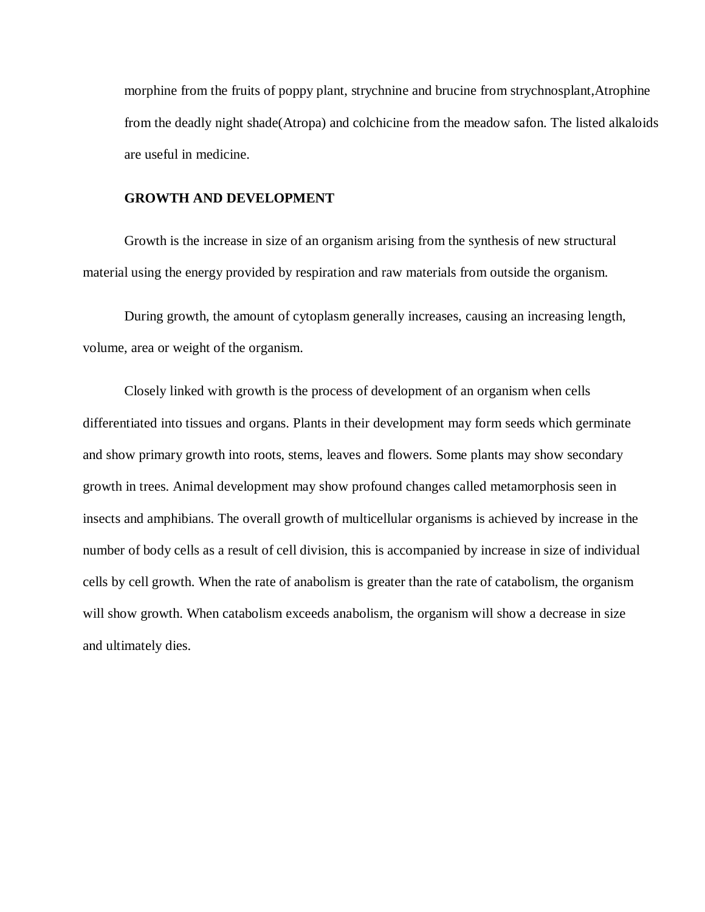morphine from the fruits of poppy plant, strychnine and brucine from strychnosplant,Atrophine from the deadly night shade(Atropa) and colchicine from the meadow safon. The listed alkaloids are useful in medicine.

**GROWTH AND DEVELOPMENT**

Growth is the increase in size of an organism arising from the synthesis of new structural material using the energy provided by respiration and raw materials from outside the organism.

During growth, the amount of cytoplasm generally increases, causing an increasing length, volume, area or weight of the organism.

Closely linked with growth is the process of development of an organism when cells differentiated into tissues and organs. Plants in their development may form seeds which germinate and show primary growth into roots, stems, leaves and flowers. Some plants may show secondary growth in trees. Animal development may show profound changes called metamorphosis seen in insects and amphibians. The overall growth of multicellular organisms is achieved by increase in the number of body cells as a result of cell division, this is accompanied by increase in size of individual cells by cell growth. When the rate of anabolism is greater than the rate of catabolism, the organism will show growth. When catabolism exceeds anabolism, the organism will show a decrease in size and ultimately dies.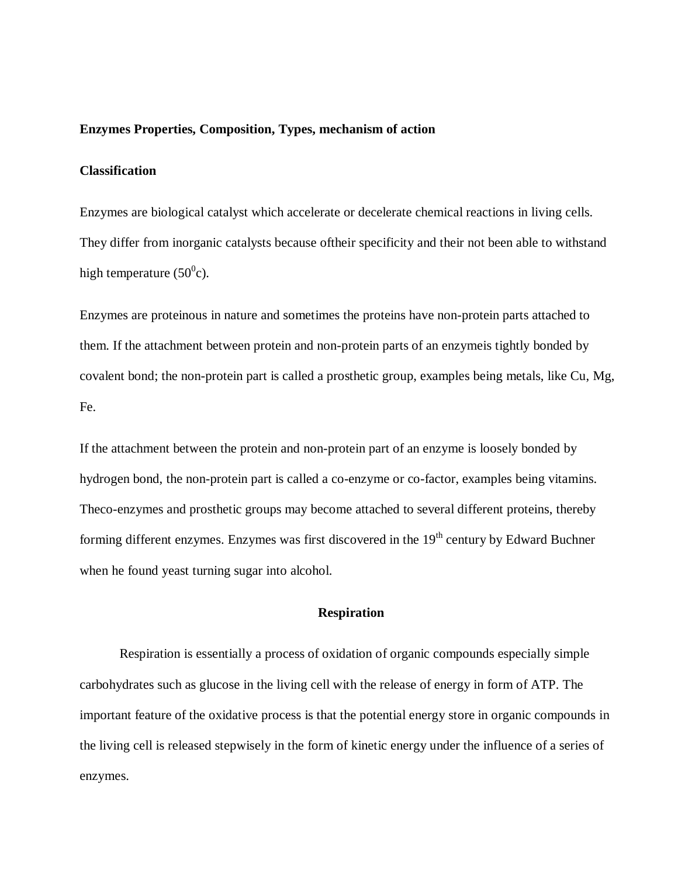**Enzymes Properties, Composition, Types, mechanism of action**

**Classification**

Enzymes are biological catalyst which accelerate or decelerate chemical reactions in living cells. They differ from inorganic catalysts because oftheir specificity and their not been able to withstand high temperature ($50^0$c).

Enzymes are proteinous in nature and sometimes the proteins have non-protein parts attached to them. If the attachment between protein and non-protein parts of an enzymeis tightly bonded by covalent bond; the non-protein part is called a prosthetic group, examples being metals, like Cu, Mg, Fe.

If the attachment between the protein and non-protein part of an enzyme is loosely bonded by hydrogen bond, the non-protein part is called a co-enzyme or co-factor, examples being vitamins. Theco-enzymes and prosthetic groups may become attached to several different proteins, thereby forming different enzymes. Enzymes was first discovered in the $19^{th}$ century by Edward Buchner when he found yeast turning sugar into alcohol.

## Respiration

Respiration is essentially a process of oxidation of organic compounds especially simple carbohydrates such as glucose in the living cell with the release of energy in form of ATP. The important feature of the oxidative process is that the potential energy store in organic compounds in the living cell is released stepwisely in the form of kinetic energy under the influence of a series of enzymes.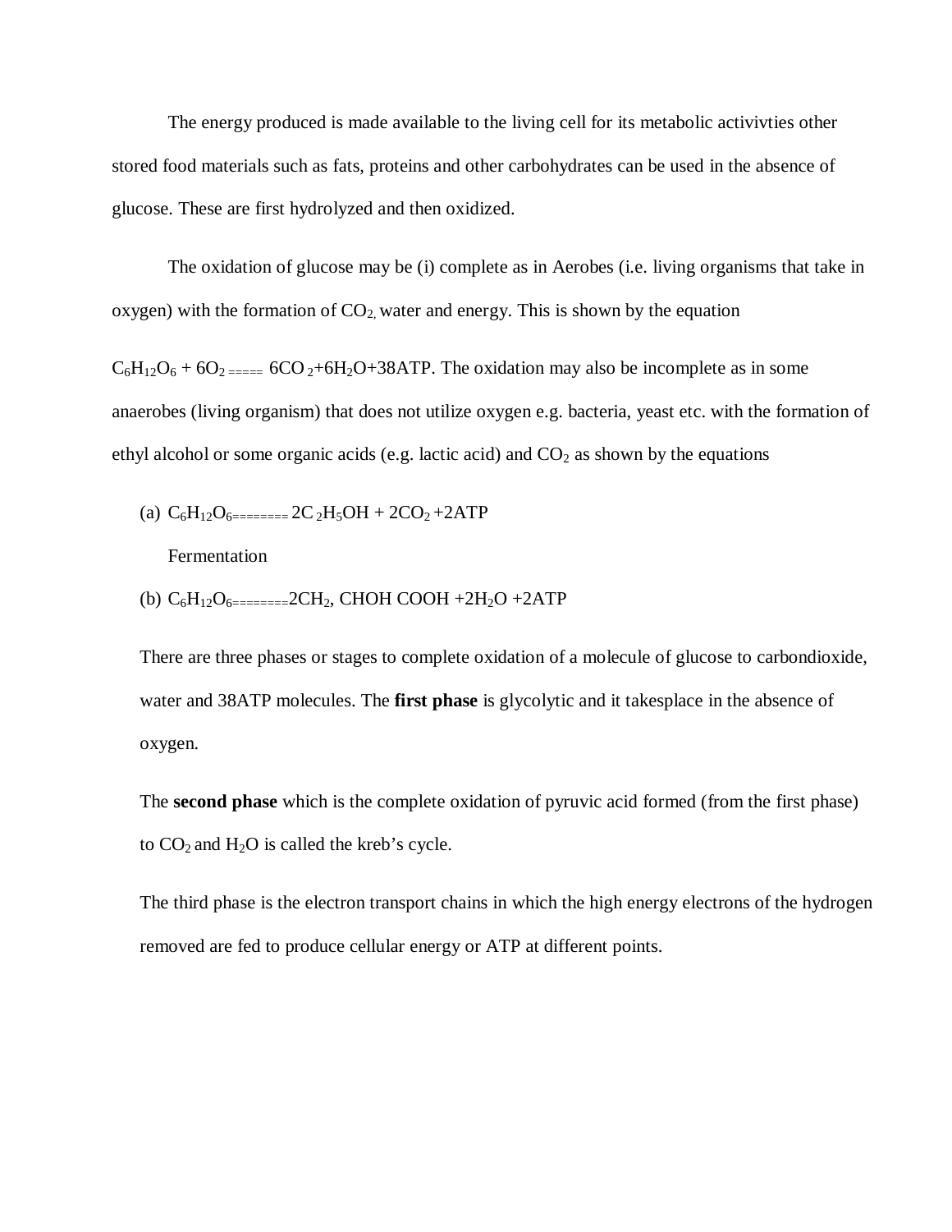The energy produced is made available to the living cell for its metabolic activivties other stored food materials such as fats, proteins and other carbohydrates can be used in the absence of glucose. These are first hydrolyzed and then oxidized.

The oxidation of glucose may be (i) complete as in Aerobes (i.e. living organisms that take in oxygen) with the formation of $CO_2$, water and energy. This is shown by the equation

$C_6H_{12}O_6 + 6O_2$ ===== $6CO_2 + 6H_2O + 38ATP$. The oxidation may also be incomplete as in some anaerobes (living organism) that does not utilize oxygen e.g. bacteria, yeast etc. with the formation of ethyl alcohol or some organic acids (e.g. lactic acid) and $CO_2$ as shown by the equations

(a) $C_6H_{12}O_6$======== $2C_2H_5OH + 2CO_2 + 2ATP$

Fermentation

(b) $C_6H_{12}O_6$========$2CH_2$, CHOH COOH $+2H_2O$ +2ATP

There are three phases or stages to complete oxidation of a molecule of glucose to carbondioxide, water and 38ATP molecules. The **first phase** is glycolytic and it takesplace in the absence of oxygen.

The **second phase** which is the complete oxidation of pyruvic acid formed (from the first phase) to $CO_2$ and $H_2O$ is called the kreb's cycle.

The third phase is the electron transport chains in which the high energy electrons of the hydrogen removed are fed to produce cellular energy or ATP at different points.